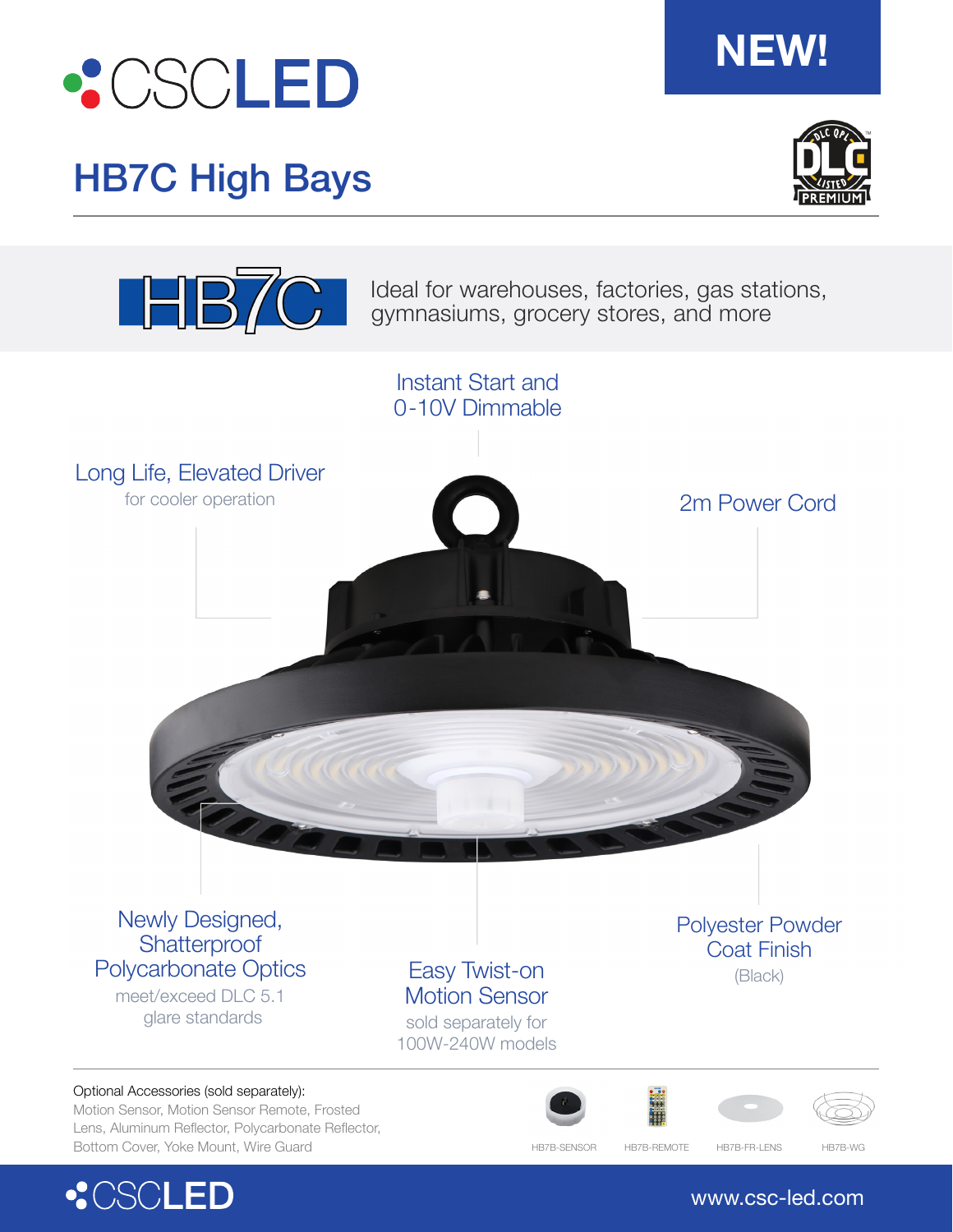CSCLED

NEW!

# HB7C High Bays

HB7C

Ideal for warehouses, factories, gas stations, gymnasiums, grocery stores, and more

**Instant Start and 0-10V Dimmable**

**Long Life, Elevated Driver**
for cooler operation

**2m Power Cord**

**Newly Designed, Shatterproof Polycarbonate Optics**
meet/exceed DLC 5.1 glare standards

**Easy Twist-on Motion Sensor**
sold separately for 100W-240W models

**Polyester Powder Coat Finish**
(Black)

Optional Accessories (sold separately):
Motion Sensor, Motion Sensor Remote, Frosted Lens, Aluminum Reflector, Polycarbonate Reflector, Bottom Cover, Yoke Mount, Wire Guard

HB7B-SENSOR HB7B-REMOTE HB7B-FR-LENS HB7B-WG

CSCLED

www.csc-led.com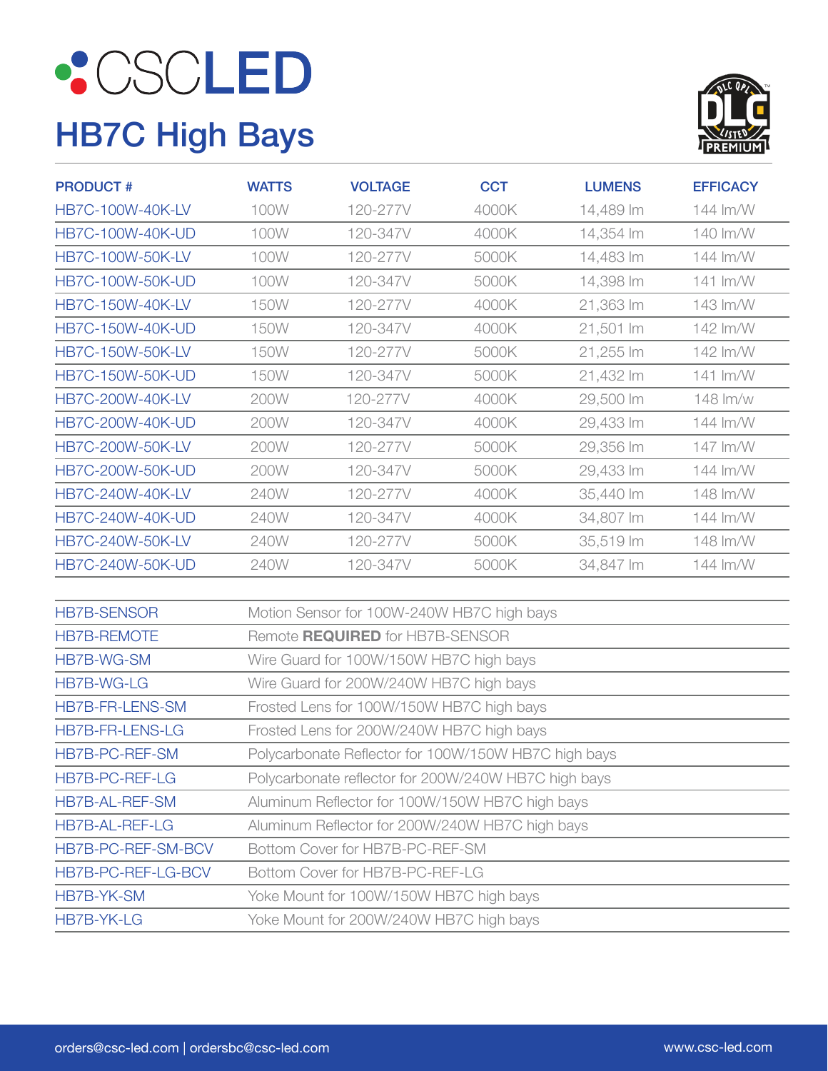# CSCLED

## HB7C High Bays

| PRODUCT # | WATTS | VOLTAGE | CCT | LUMENS | EFFICACY |
|---|---|---|---|---|---|
| HB7C-100W-40K-LV | 100W | 120-277V | 4000K | 14,489 lm | 144 lm/W |
| HB7C-100W-40K-UD | 100W | 120-347V | 4000K | 14,354 lm | 140 lm/W |
| HB7C-100W-50K-LV | 100W | 120-277V | 5000K | 14,483 lm | 144 lm/W |
| HB7C-100W-50K-UD | 100W | 120-347V | 5000K | 14,398 lm | 141 lm/W |
| HB7C-150W-40K-LV | 150W | 120-277V | 4000K | 21,363 lm | 143 lm/W |
| HB7C-150W-40K-UD | 150W | 120-347V | 4000K | 21,501 lm | 142 lm/W |
| HB7C-150W-50K-LV | 150W | 120-277V | 5000K | 21,255 lm | 142 lm/W |
| HB7C-150W-50K-UD | 150W | 120-347V | 5000K | 21,432 lm | 141 lm/W |
| HB7C-200W-40K-LV | 200W | 120-277V | 4000K | 29,500 lm | 148 lm/w |
| HB7C-200W-40K-UD | 200W | 120-347V | 4000K | 29,433 lm | 144 lm/W |
| HB7C-200W-50K-LV | 200W | 120-277V | 5000K | 29,356 lm | 147 lm/W |
| HB7C-200W-50K-UD | 200W | 120-347V | 5000K | 29,433 lm | 144 lm/W |
| HB7C-240W-40K-LV | 240W | 120-277V | 4000K | 35,440 lm | 148 lm/W |
| HB7C-240W-40K-UD | 240W | 120-347V | 4000K | 34,807 lm | 144 lm/W |
| HB7C-240W-50K-LV | 240W | 120-277V | 5000K | 35,519 lm | 148 lm/W |
| HB7C-240W-50K-UD | 240W | 120-347V | 5000K | 34,847 lm | 144 lm/W |

| | |
|---|---|
| HB7B-SENSOR | Motion Sensor for 100W-240W HB7C high bays |
| HB7B-REMOTE | Remote **REQUIRED** for HB7B-SENSOR |
| HB7B-WG-SM | Wire Guard for 100W/150W HB7C high bays |
| HB7B-WG-LG | Wire Guard for 200W/240W HB7C high bays |
| HB7B-FR-LENS-SM | Frosted Lens for 100W/150W HB7C high bays |
| HB7B-FR-LENS-LG | Frosted Lens for 200W/240W HB7C high bays |
| HB7B-PC-REF-SM | Polycarbonate Reflector for 100W/150W HB7C high bays |
| HB7B-PC-REF-LG | Polycarbonate reflector for 200W/240W HB7C high bays |
| HB7B-AL-REF-SM | Aluminum Reflector for 100W/150W HB7C high bays |
| HB7B-AL-REF-LG | Aluminum Reflector for 200W/240W HB7C high bays |
| HB7B-PC-REF-SM-BCV | Bottom Cover for HB7B-PC-REF-SM |
| HB7B-PC-REF-LG-BCV | Bottom Cover for HB7B-PC-REF-LG |
| HB7B-YK-SM | Yoke Mount for 100W/150W HB7C high bays |
| HB7B-YK-LG | Yoke Mount for 200W/240W HB7C high bays |

orders@csc-led.com | ordersbc@csc-led.com

www.csc-led.com